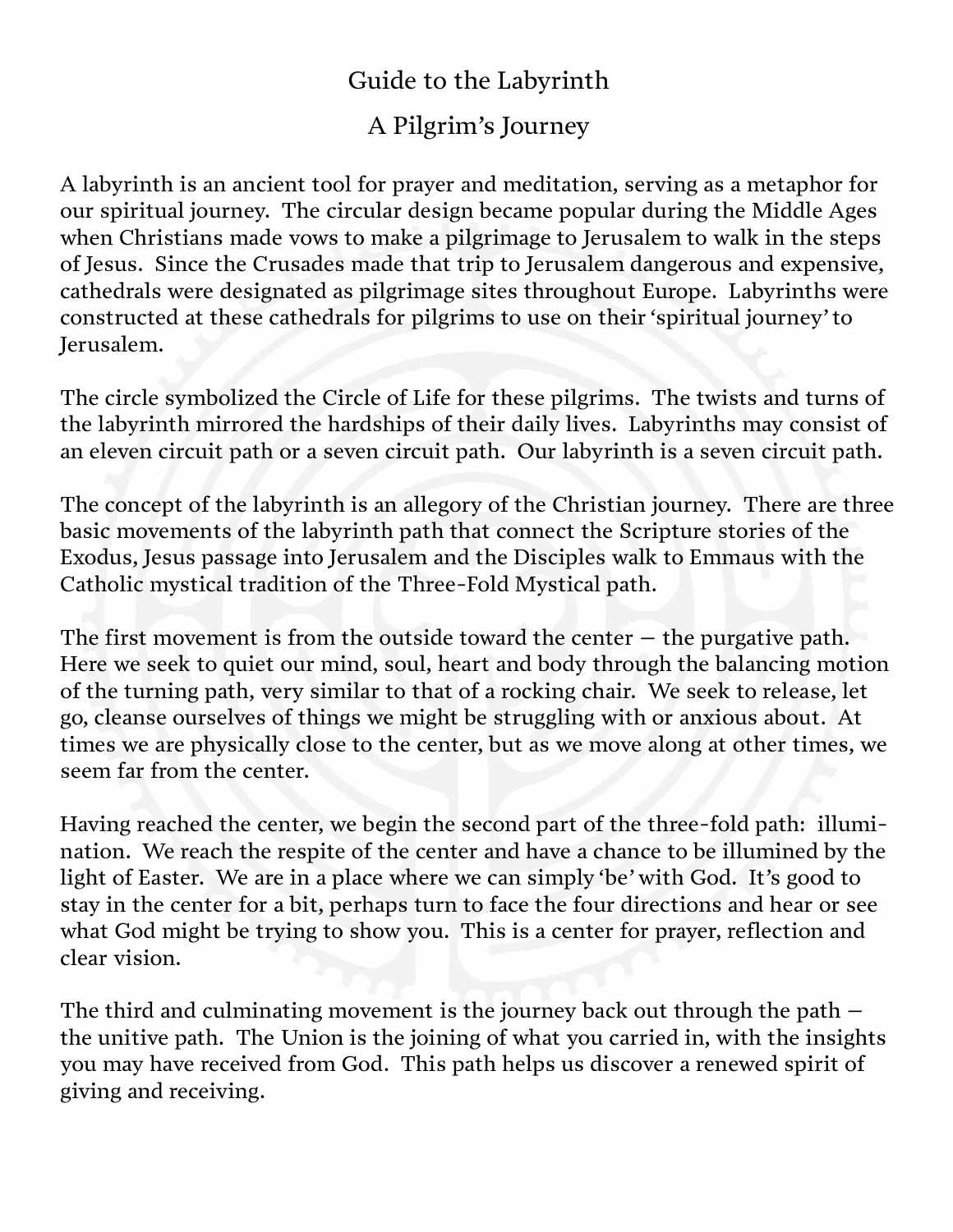# Guide to the Labyrinth

## A Pilgrim's Journey

A labyrinth is an ancient tool for prayer and meditation, serving as a metaphor for our spiritual journey. The circular design became popular during the Middle Ages when Christians made vows to make a pilgrimage to Jerusalem to walk in the steps of Jesus. Since the Crusades made that trip to Jerusalem dangerous and expensive, cathedrals were designated as pilgrimage sites throughout Europe. Labyrinths were constructed at these cathedrals for pilgrims to use on their 'spiritual journey' to Jerusalem.

The circle symbolized the Circle of Life for these pilgrims. The twists and turns of the labyrinth mirrored the hardships of their daily lives. Labyrinths may consist of an eleven circuit path or a seven circuit path. Our labyrinth is a seven circuit path.

The concept of the labyrinth is an allegory of the Christian journey. There are three basic movements of the labyrinth path that connect the Scripture stories of the Exodus, Jesus passage into Jerusalem and the Disciples walk to Emmaus with the Catholic mystical tradition of the Three-Fold Mystical path.

The first movement is from the outside toward the center — the purgative path. Here we seek to quiet our mind, soul, heart and body through the balancing motion of the turning path, very similar to that of a rocking chair. We seek to release, let go, cleanse ourselves of things we might be struggling with or anxious about. At times we are physically close to the center, but as we move along at other times, we seem far from the center.

Having reached the center, we begin the second part of the three-fold path: illumination. We reach the respite of the center and have a chance to be illumined by the light of Easter. We are in a place where we can simply 'be' with God. It's good to stay in the center for a bit, perhaps turn to face the four directions and hear or see what God might be trying to show you. This is a center for prayer, reflection and clear vision.

The third and culminating movement is the journey back out through the path — the unitive path. The Union is the joining of what you carried in, with the insights you may have received from God. This path helps us discover a renewed spirit of giving and receiving.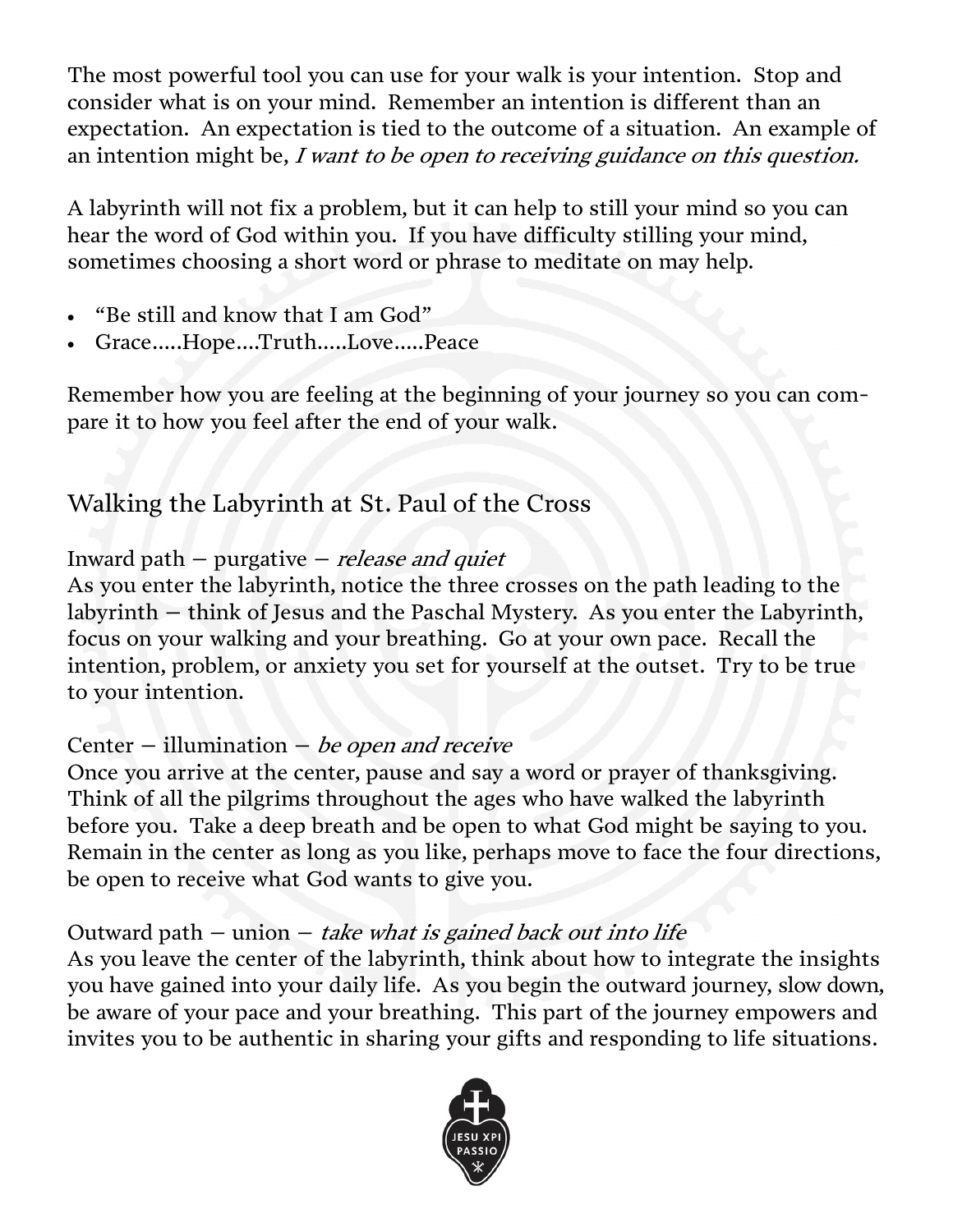The most powerful tool you can use for your walk is your intention. Stop and consider what is on your mind. Remember an intention is different than an expectation. An expectation is tied to the outcome of a situation. An example of an intention might be, *I want to be open to receiving guidance on this question.*

A labyrinth will not fix a problem, but it can help to still your mind so you can hear the word of God within you. If you have difficulty stilling your mind, sometimes choosing a short word or phrase to meditate on may help.

- "Be still and know that I am God"
- Grace.....Hope....Truth.....Love.....Peace

Remember how you are feeling at the beginning of your journey so you can compare it to how you feel after the end of your walk.

## Walking the Labyrinth at St. Paul of the Cross

Inward path – purgative – *release and quiet*
As you enter the labyrinth, notice the three crosses on the path leading to the labyrinth – think of Jesus and the Paschal Mystery. As you enter the Labyrinth, focus on your walking and your breathing. Go at your own pace. Recall the intention, problem, or anxiety you set for yourself at the outset. Try to be true to your intention.

Center – illumination – *be open and receive*
Once you arrive at the center, pause and say a word or prayer of thanksgiving. Think of all the pilgrims throughout the ages who have walked the labyrinth before you. Take a deep breath and be open to what God might be saying to you. Remain in the center as long as you like, perhaps move to face the four directions, be open to receive what God wants to give you.

Outward path – union – *take what is gained back out into life*
As you leave the center of the labyrinth, think about how to integrate the insights you have gained into your daily life. As you begin the outward journey, slow down, be aware of your pace and your breathing. This part of the journey empowers and invites you to be authentic in sharing your gifts and responding to life situations.

JESU XPI
PASSIO